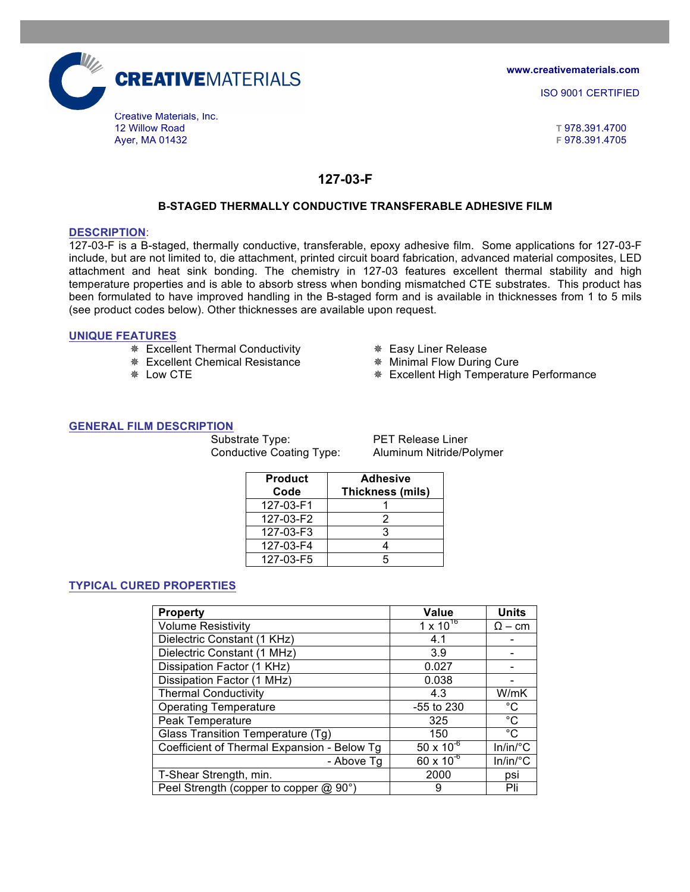CREATIVEMATERIALS

Creative Materials, Inc.
12 Willow Road
Ayer, MA 01432

www.creativematerials.com

ISO 9001 CERTIFIED

T 978.391.4700
F 978.391.4705

# 127-03-F

## B-STAGED THERMALLY CONDUCTIVE TRANSFERABLE ADHESIVE FILM

### DESCRIPTION:

127-03-F is a B-staged, thermally conductive, transferable, epoxy adhesive film. Some applications for 127-03-F include, but are not limited to, die attachment, printed circuit board fabrication, advanced material composites, LED attachment and heat sink bonding. The chemistry in 127-03 features excellent thermal stability and high temperature properties and is able to absorb stress when bonding mismatched CTE substrates. This product has been formulated to have improved handling in the B-staged form and is available in thicknesses from 1 to 5 mils (see product codes below). Other thicknesses are available upon request.

### UNIQUE FEATURES

- Excellent Thermal Conductivity
- Excellent Chemical Resistance
- Low CTE
- Easy Liner Release
- Minimal Flow During Cure
- Excellent High Temperature Performance

### GENERAL FILM DESCRIPTION

Substrate Type: PET Release Liner
Conductive Coating Type: Aluminum Nitride/Polymer

| Product Code | Adhesive Thickness (mils) |
|---|---|
| 127-03-F1 | 1 |
| 127-03-F2 | 2 |
| 127-03-F3 | 3 |
| 127-03-F4 | 4 |
| 127-03-F5 | 5 |

### TYPICAL CURED PROPERTIES

| Property | Value | Units |
|---|---|---|
| Volume Resistivity | $1 \times 10^{16}$ | Ω – cm |
| Dielectric Constant (1 KHz) | 4.1 | - |
| Dielectric Constant (1 MHz) | 3.9 | - |
| Dissipation Factor (1 KHz) | 0.027 | - |
| Dissipation Factor (1 MHz) | 0.038 | - |
| Thermal Conductivity | 4.3 | W/mK |
| Operating Temperature | -55 to 230 | °C |
| Peak Temperature | 325 | °C |
| Glass Transition Temperature (Tg) | 150 | °C |
| Coefficient of Thermal Expansion - Below Tg | $50 \times 10^{-6}$ | In/in/°C |
| - Above Tg | $60 \times 10^{-6}$ | In/in/°C |
| T-Shear Strength, min. | 2000 | psi |
| Peel Strength (copper to copper @ 90°) | 9 | Pli |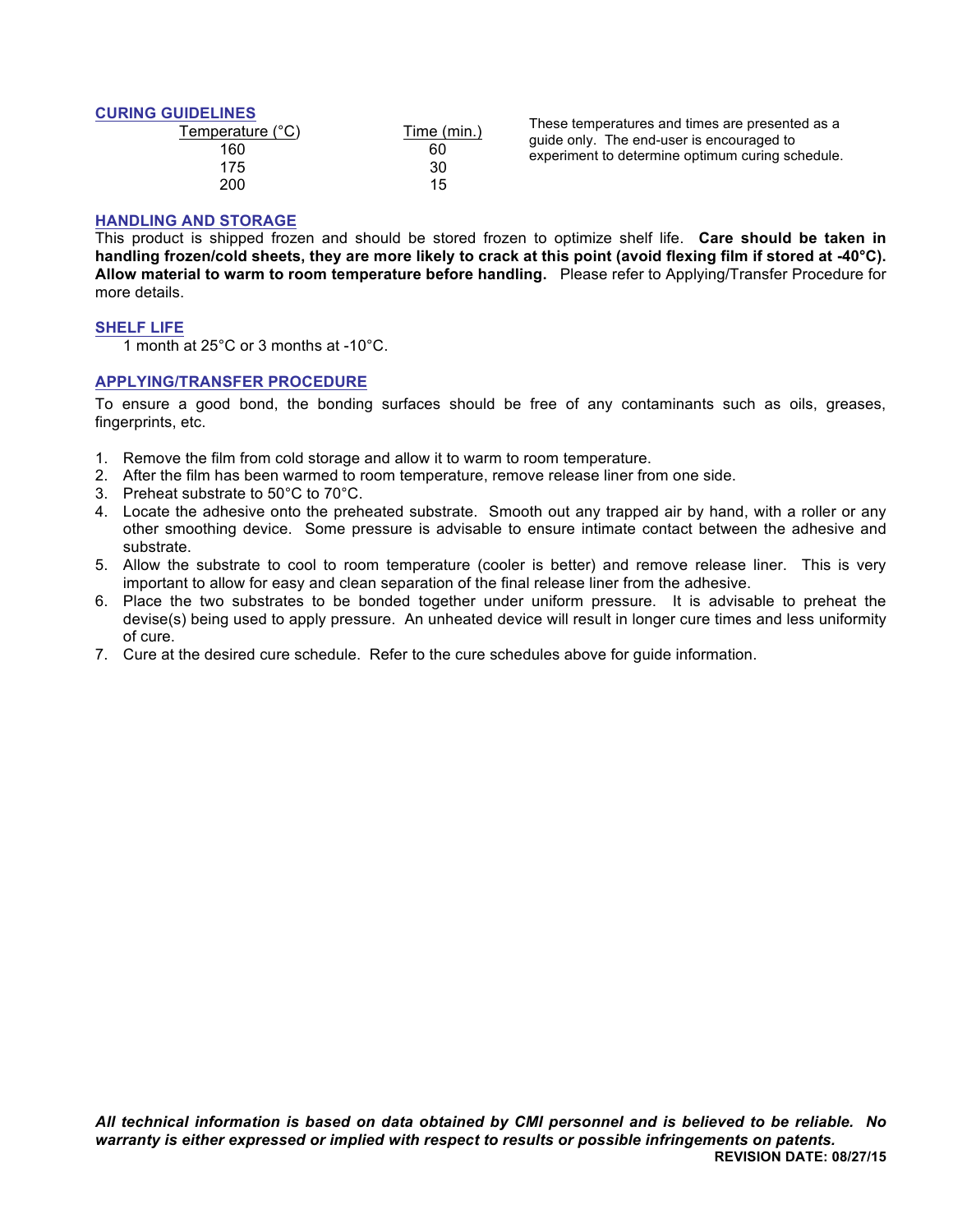## CURING GUIDELINES

| Temperature (°C) | Time (min.) |
|---|---|
| 160 | 60 |
| 175 | 30 |
| 200 | 15 |

These temperatures and times are presented as a guide only. The end-user is encouraged to experiment to determine optimum curing schedule.

## HANDLING AND STORAGE

This product is shipped frozen and should be stored frozen to optimize shelf life. **Care should be taken in handling frozen/cold sheets, they are more likely to crack at this point (avoid flexing film if stored at -40°C). Allow material to warm to room temperature before handling.** Please refer to Applying/Transfer Procedure for more details.

## SHELF LIFE

1 month at 25°C or 3 months at -10°C.

## APPLYING/TRANSFER PROCEDURE

To ensure a good bond, the bonding surfaces should be free of any contaminants such as oils, greases, fingerprints, etc.

1. Remove the film from cold storage and allow it to warm to room temperature.
2. After the film has been warmed to room temperature, remove release liner from one side.
3. Preheat substrate to 50°C to 70°C.
4. Locate the adhesive onto the preheated substrate. Smooth out any trapped air by hand, with a roller or any other smoothing device. Some pressure is advisable to ensure intimate contact between the adhesive and substrate.
5. Allow the substrate to cool to room temperature (cooler is better) and remove release liner. This is very important to allow for easy and clean separation of the final release liner from the adhesive.
6. Place the two substrates to be bonded together under uniform pressure. It is advisable to preheat the devise(s) being used to apply pressure. An unheated device will result in longer cure times and less uniformity of cure.
7. Cure at the desired cure schedule. Refer to the cure schedules above for guide information.

***All technical information is based on data obtained by CMI personnel and is believed to be reliable. No warranty is either expressed or implied with respect to results or possible infringements on patents.***

**REVISION DATE: 08/27/15**